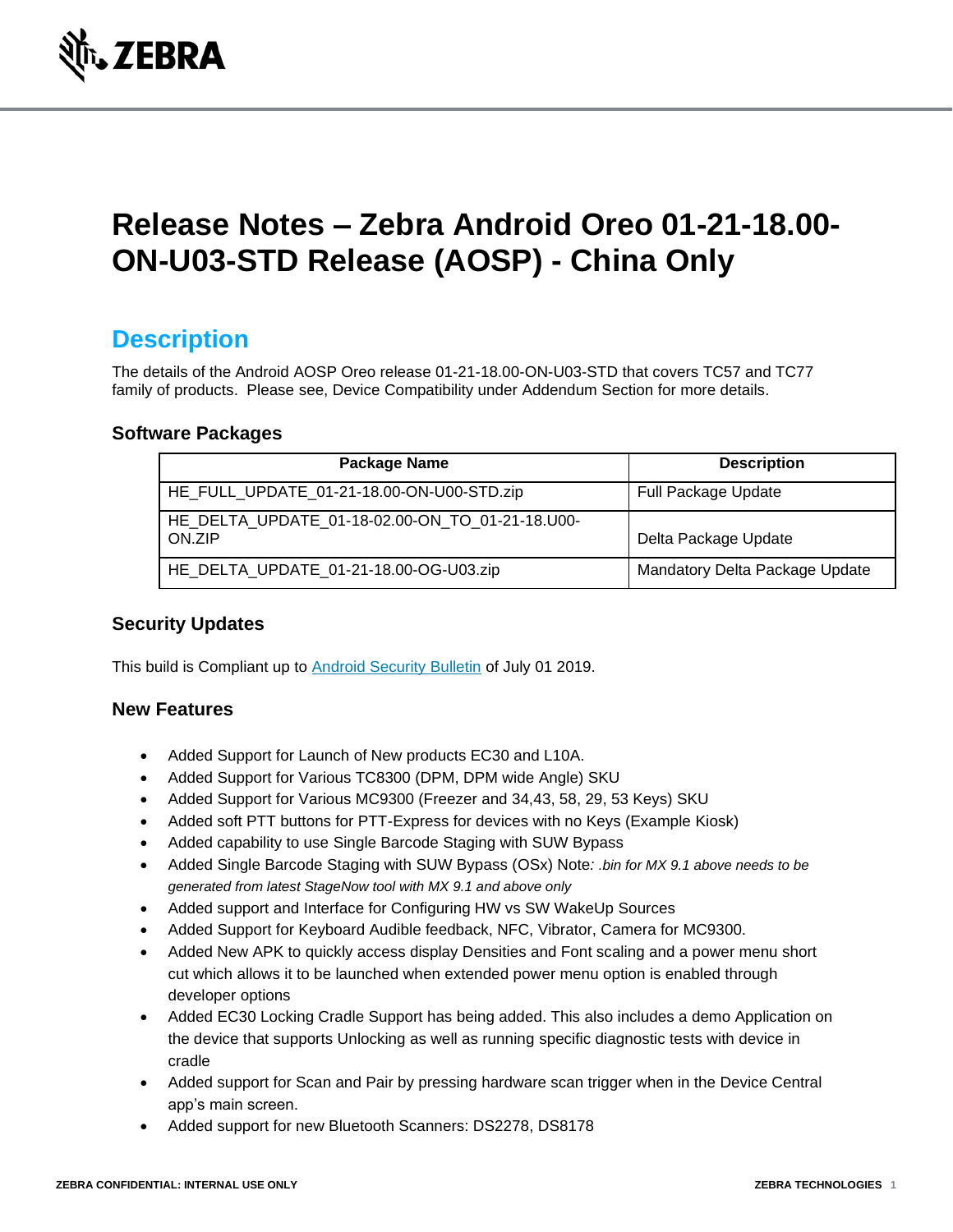# Release Notes – Zebra Android Oreo 01-21-18.00-ON-U03-STD Release (AOSP) - China Only

## Description

The details of the Android AOSP Oreo release 01-21-18.00-ON-U03-STD that covers TC57 and TC77 family of products. Please see, Device Compatibility under Addendum Section for more details.

### Software Packages

| Package Name | Description |
| --- | --- |
| HE_FULL_UPDATE_01-21-18.00-ON-U00-STD.zip | Full Package Update |
| HE_DELTA_UPDATE_01-18-02.00-ON_TO_01-21-18.U00-ON.ZIP | Delta Package Update |
| HE_DELTA_UPDATE_01-21-18.00-OG-U03.zip | Mandatory Delta Package Update |

### Security Updates

This build is Compliant up to Android Security Bulletin of July 01 2019.

### New Features

- Added Support for Launch of New products EC30 and L10A.
- Added Support for Various TC8300 (DPM, DPM wide Angle) SKU
- Added Support for Various MC9300 (Freezer and 34,43, 58, 29, 53 Keys) SKU
- Added soft PTT buttons for PTT-Express for devices with no Keys (Example Kiosk)
- Added capability to use Single Barcode Staging with SUW Bypass
- Added Single Barcode Staging with SUW Bypass (OSx) Note*: .bin for MX 9.1 above needs to be generated from latest StageNow tool with MX 9.1 and above only*
- Added support and Interface for Configuring HW vs SW WakeUp Sources
- Added Support for Keyboard Audible feedback, NFC, Vibrator, Camera for MC9300.
- Added New APK to quickly access display Densities and Font scaling and a power menu short cut which allows it to be launched when extended power menu option is enabled through developer options
- Added EC30 Locking Cradle Support has being added. This also includes a demo Application on the device that supports Unlocking as well as running specific diagnostic tests with device in cradle
- Added support for Scan and Pair by pressing hardware scan trigger when in the Device Central app's main screen.
- Added support for new Bluetooth Scanners: DS2278, DS8178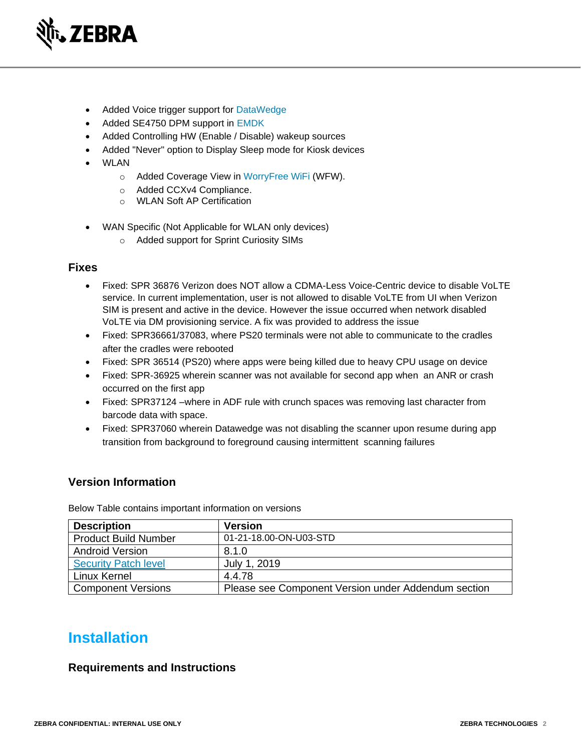- Added Voice trigger support for DataWedge
- Added SE4750 DPM support in EMDK
- Added Controlling HW (Enable / Disable) wakeup sources
- Added "Never" option to Display Sleep mode for Kiosk devices
- WLAN
    - Added Coverage View in WorryFree WiFi (WFW).
    - Added CCXv4 Compliance.
    - WLAN Soft AP Certification
- WAN Specific (Not Applicable for WLAN only devices)
    - Added support for Sprint Curiosity SIMs

### Fixes

- Fixed: SPR 36876 Verizon does NOT allow a CDMA-Less Voice-Centric device to disable VoLTE service. In current implementation, user is not allowed to disable VoLTE from UI when Verizon SIM is present and active in the device. However the issue occurred when network disabled VoLTE via DM provisioning service. A fix was provided to address the issue
- Fixed: SPR36661/37083, where PS20 terminals were not able to communicate to the cradles after the cradles were rebooted
- Fixed: SPR 36514 (PS20) where apps were being killed due to heavy CPU usage on device
- Fixed: SPR-36925 wherein scanner was not available for second app when an ANR or crash occurred on the first app
- Fixed: SPR37124 –where in ADF rule with crunch spaces was removing last character from barcode data with space.
- Fixed: SPR37060 wherein Datawedge was not disabling the scanner upon resume during app transition from background to foreground causing intermittent scanning failures

### Version Information

Below Table contains important information on versions

| Description | Version |
| --- | --- |
| Product Build Number | 01-21-18.00-ON-U03-STD |
| Android Version | 8.1.0 |
| Security Patch level | July 1, 2019 |
| Linux Kernel | 4.4.78 |
| Component Versions | Please see Component Version under Addendum section |

## Installation

### Requirements and Instructions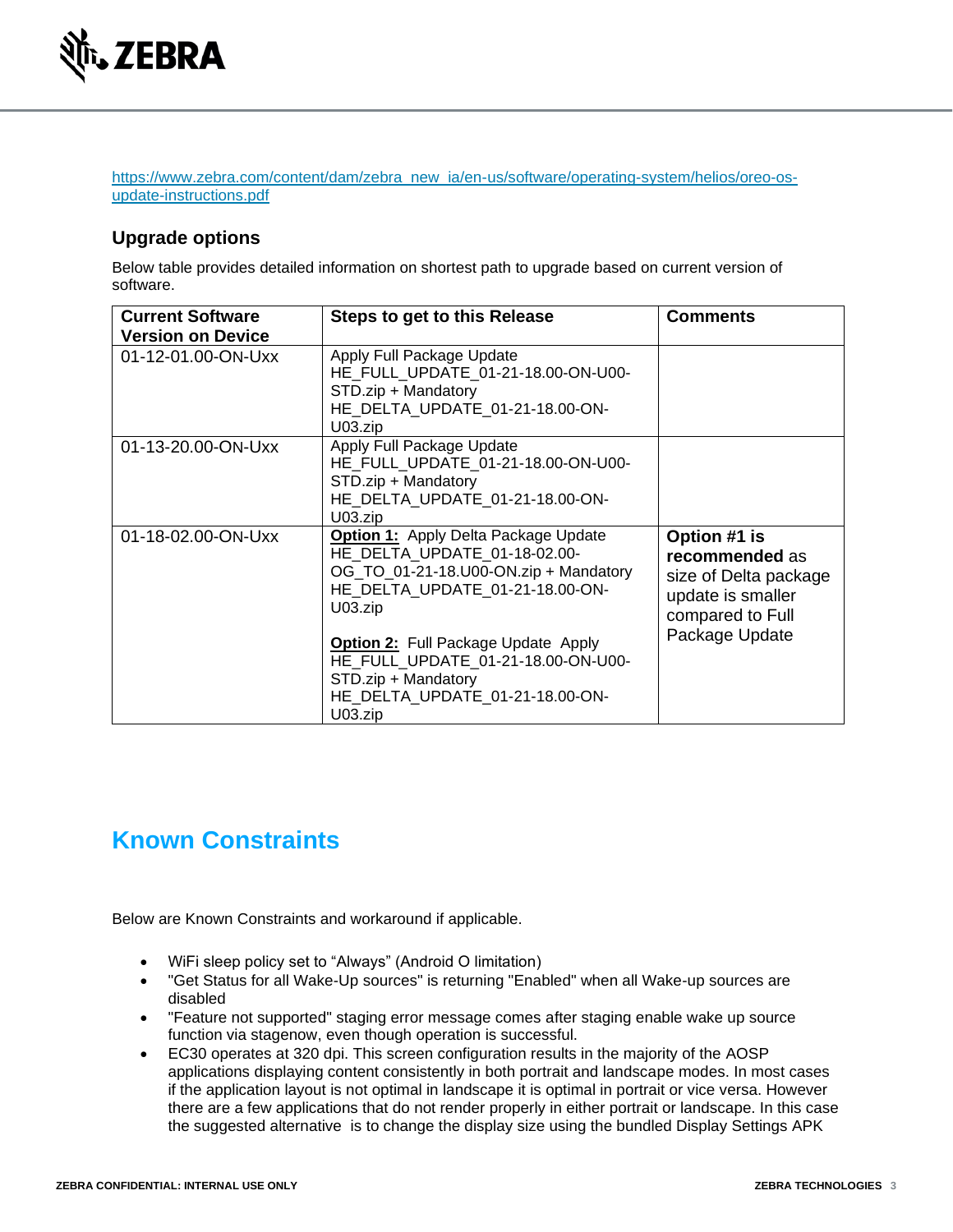https://www.zebra.com/content/dam/zebra_new_ia/en-us/software/operating-system/helios/oreo-os-update-instructions.pdf

### Upgrade options

Below table provides detailed information on shortest path to upgrade based on current version of software.

| Current Software Version on Device | Steps to get to this Release | Comments |
|---|---|---|
| 01-12-01.00-ON-Uxx | Apply Full Package Update HE_FULL_UPDATE_01-21-18.00-ON-U00-STD.zip + Mandatory HE_DELTA_UPDATE_01-21-18.00-ON-U03.zip | |
| 01-13-20.00-ON-Uxx | Apply Full Package Update HE_FULL_UPDATE_01-21-18.00-ON-U00-STD.zip + Mandatory HE_DELTA_UPDATE_01-21-18.00-ON-U03.zip | |
| 01-18-02.00-ON-Uxx | **Option 1:** Apply Delta Package Update HE_DELTA_UPDATE_01-18-02.00-OG_TO_01-21-18.U00-ON.zip + Mandatory HE_DELTA_UPDATE_01-21-18.00-ON-U03.zip<br><br>**Option 2:** Full Package Update Apply HE_FULL_UPDATE_01-21-18.00-ON-U00-STD.zip + Mandatory HE_DELTA_UPDATE_01-21-18.00-ON-U03.zip | **Option #1 is recommended** as size of Delta package update is smaller compared to Full Package Update |

## Known Constraints

Below are Known Constraints and workaround if applicable.

- WiFi sleep policy set to "Always" (Android O limitation)
- "Get Status for all Wake-Up sources" is returning "Enabled" when all Wake-up sources are disabled
- "Feature not supported" staging error message comes after staging enable wake up source function via stagenow, even though operation is successful.
- EC30 operates at 320 dpi. This screen configuration results in the majority of the AOSP applications displaying content consistently in both portrait and landscape modes. In most cases if the application layout is not optimal in landscape it is optimal in portrait or vice versa. However there are a few applications that do not render properly in either portrait or landscape. In this case the suggested alternative is to change the display size using the bundled Display Settings APK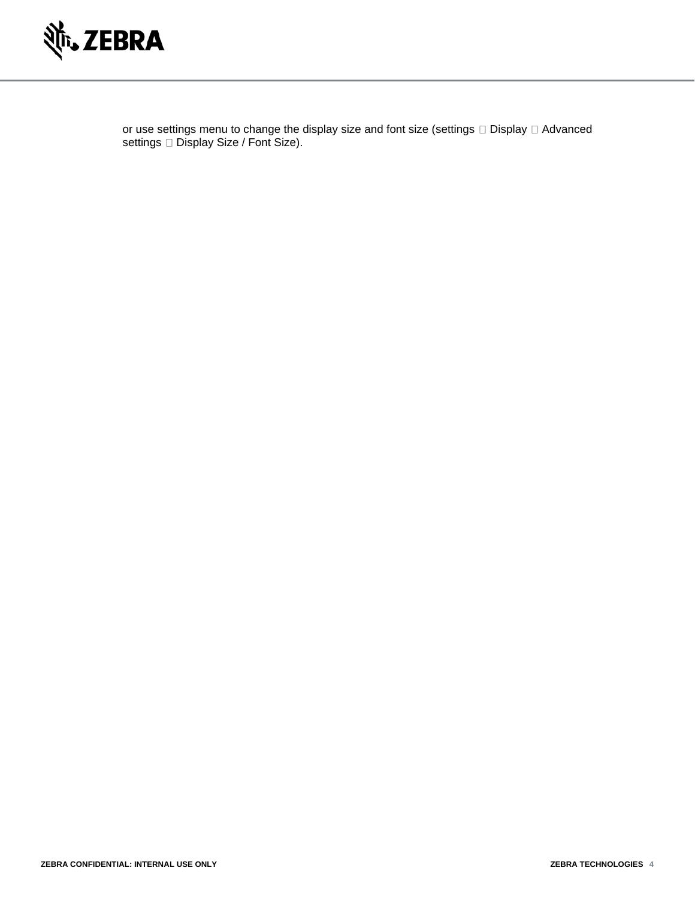or use settings menu to change the display size and font size (settings  Display  Advanced settings  Display Size / Font Size).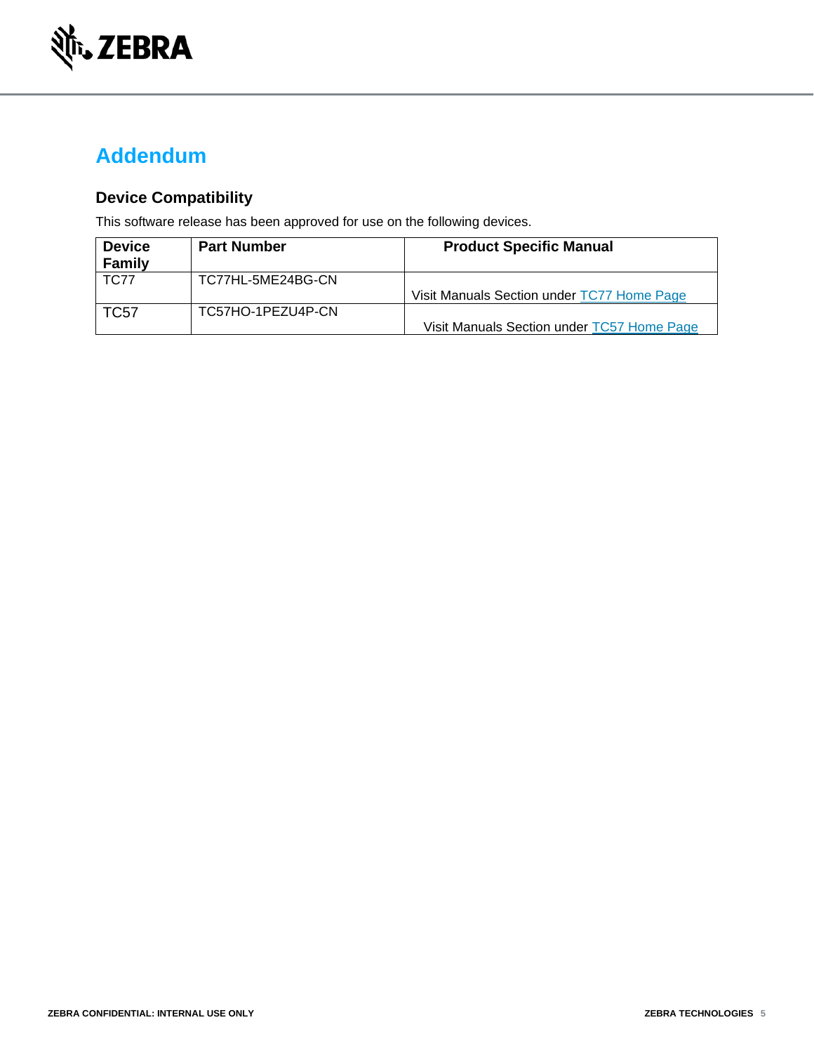# Addendum

## Device Compatibility

This software release has been approved for use on the following devices.

| Device Family | Part Number | Product Specific Manual |
| --- | --- | --- |
| TC77 | TC77HL-5ME24BG-CN | Visit Manuals Section under TC77 Home Page |
| TC57 | TC57HO-1PEZU4P-CN | Visit Manuals Section under TC57 Home Page |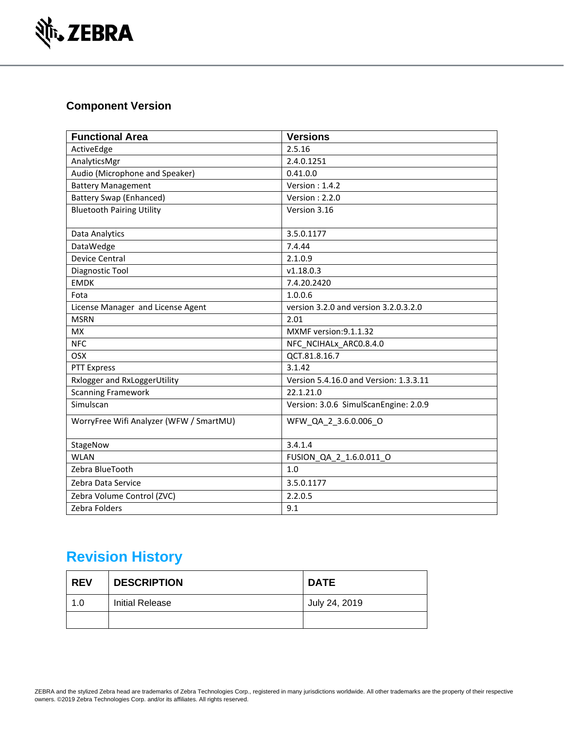## Component Version

| Functional Area | Versions |
|---|---|
| ActiveEdge | 2.5.16 |
| AnalyticsMgr | 2.4.0.1251 |
| Audio (Microphone and Speaker) | 0.41.0.0 |
| Battery Management | Version : 1.4.2 |
| Battery Swap (Enhanced) | Version : 2.2.0 |
| Bluetooth Pairing Utility | Version 3.16 |
| Data Analytics | 3.5.0.1177 |
| DataWedge | 7.4.44 |
| Device Central | 2.1.0.9 |
| Diagnostic Tool | v1.18.0.3 |
| EMDK | 7.4.20.2420 |
| Fota | 1.0.0.6 |
| License Manager and License Agent | version 3.2.0 and version 3.2.0.3.2.0 |
| MSRN | 2.01 |
| MX | MXMF version:9.1.1.32 |
| NFC | NFC_NCIHALx_ARC0.8.4.0 |
| OSX | QCT.81.8.16.7 |
| PTT Express | 3.1.42 |
| Rxlogger and RxLoggerUtility | Version 5.4.16.0 and Version: 1.3.3.11 |
| Scanning Framework | 22.1.21.0 |
| Simulscan | Version: 3.0.6 SimulScanEngine: 2.0.9 |
| WorryFree Wifi Analyzer (WFW / SmartMU) | WFW_QA_2_3.6.0.006_O |
| StageNow | 3.4.1.4 |
| WLAN | FUSION_QA_2_1.6.0.011_O |
| Zebra BlueTooth | 1.0 |
| Zebra Data Service | 3.5.0.1177 |
| Zebra Volume Control (ZVC) | 2.2.0.5 |
| Zebra Folders | 9.1 |

## Revision History

| REV | DESCRIPTION | DATE |
|---|---|---|
| 1.0 | Initial Release | July 24, 2019 |
| | | |

ZEBRA and the stylized Zebra head are trademarks of Zebra Technologies Corp., registered in many jurisdictions worldwide. All other trademarks are the property of their respective owners. ©2019 Zebra Technologies Corp. and/or its affiliates. All rights reserved.